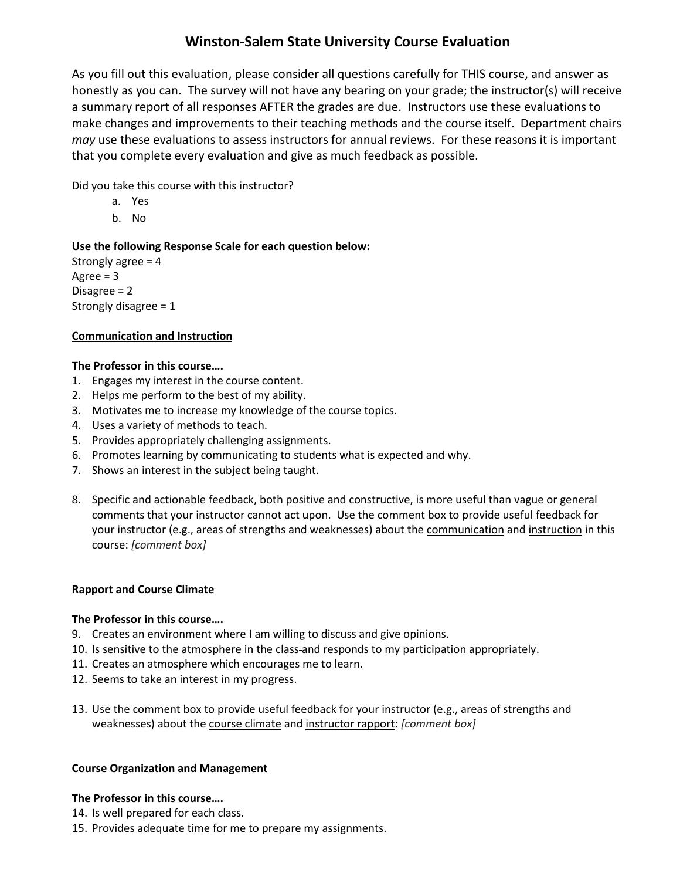# Winston-Salem State University Course Evaluation

As you fill out this evaluation, please consider all questions carefully for THIS course, and answer as honestly as you can. The survey will not have any bearing on your grade; the instructor(s) will receive a summary report of all responses AFTER the grades are due. Instructors use these evaluations to make changes and improvements to their teaching methods and the course itself. Department chairs *may* use these evaluations to assess instructors for annual reviews. For these reasons it is important that you complete every evaluation and give as much feedback as possible.

Did you take this course with this instructor?

a. Yes
b. No

**Use the following Response Scale for each question below:**
Strongly agree = 4
Agree = 3
Disagree = 2
Strongly disagree = 1

## Communication and Instruction

**The Professor in this course….**

1. Engages my interest in the course content.
2. Helps me perform to the best of my ability.
3. Motivates me to increase my knowledge of the course topics.
4. Uses a variety of methods to teach.
5. Provides appropriately challenging assignments.
6. Promotes learning by communicating to students what is expected and why.
7. Shows an interest in the subject being taught.

8. Specific and actionable feedback, both positive and constructive, is more useful than vague or general comments that your instructor cannot act upon. Use the comment box to provide useful feedback for your instructor (e.g., areas of strengths and weaknesses) about the communication and instruction in this course: *[comment box]*

## Rapport and Course Climate

**The Professor in this course….**

9. Creates an environment where I am willing to discuss and give opinions.
10. Is sensitive to the atmosphere in the class and responds to my participation appropriately.
11. Creates an atmosphere which encourages me to learn.
12. Seems to take an interest in my progress.

13. Use the comment box to provide useful feedback for your instructor (e.g., areas of strengths and weaknesses) about the course climate and instructor rapport: *[comment box]*

## Course Organization and Management

**The Professor in this course….**

14. Is well prepared for each class.
15. Provides adequate time for me to prepare my assignments.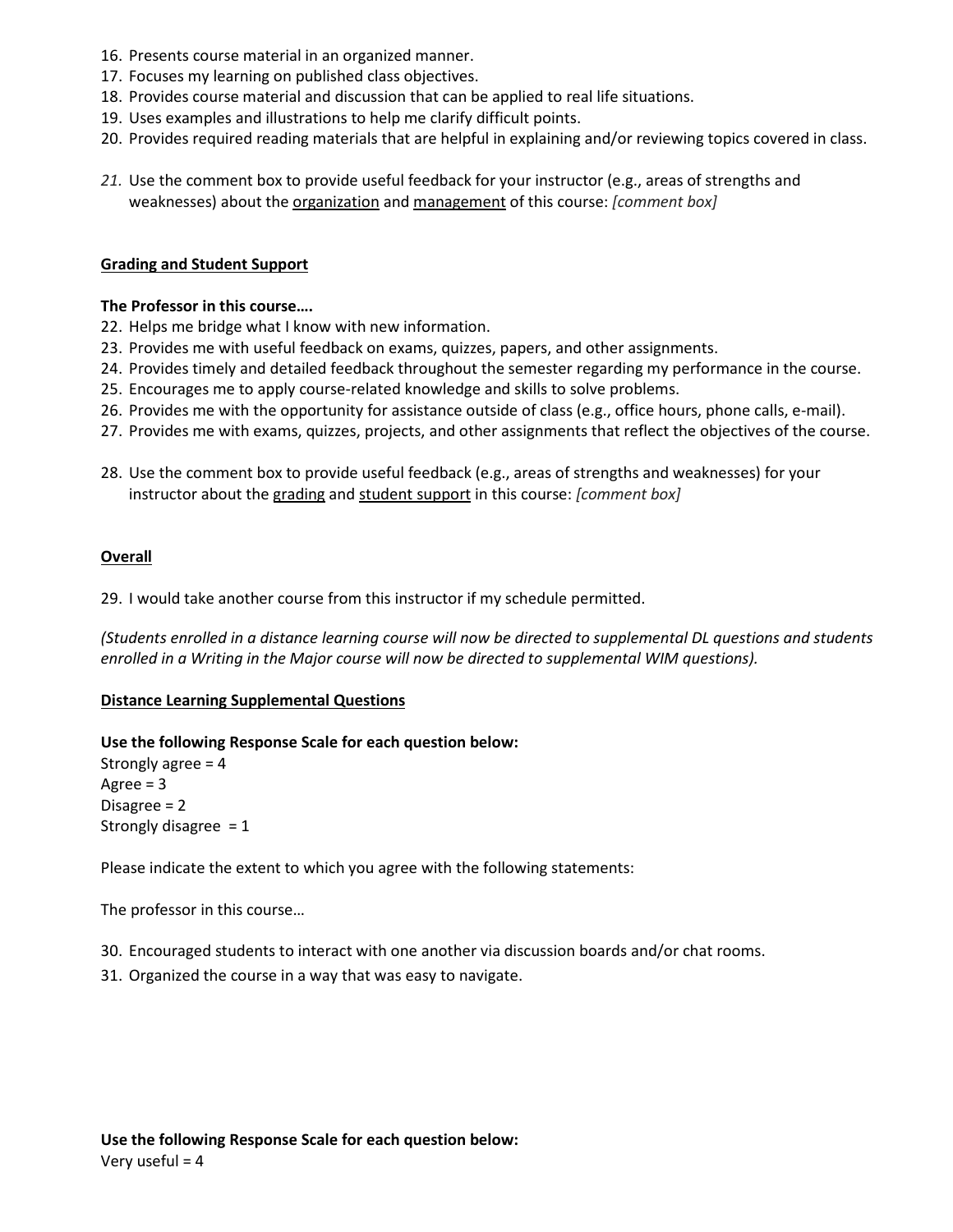16. Presents course material in an organized manner.
17. Focuses my learning on published class objectives.
18. Provides course material and discussion that can be applied to real life situations.
19. Uses examples and illustrations to help me clarify difficult points.
20. Provides required reading materials that are helpful in explaining and/or reviewing topics covered in class.

21. Use the comment box to provide useful feedback for your instructor (e.g., areas of strengths and weaknesses) about the organization and management of this course: *[comment box]*

**Grading and Student Support**

**The Professor in this course….**

22. Helps me bridge what I know with new information.
23. Provides me with useful feedback on exams, quizzes, papers, and other assignments.
24. Provides timely and detailed feedback throughout the semester regarding my performance in the course.
25. Encourages me to apply course-related knowledge and skills to solve problems.
26. Provides me with the opportunity for assistance outside of class (e.g., office hours, phone calls, e-mail).
27. Provides me with exams, quizzes, projects, and other assignments that reflect the objectives of the course.

28. Use the comment box to provide useful feedback (e.g., areas of strengths and weaknesses) for your instructor about the grading and student support in this course: *[comment box]*

**Overall**

29. I would take another course from this instructor if my schedule permitted.

*(Students enrolled in a distance learning course will now be directed to supplemental DL questions and students enrolled in a Writing in the Major course will now be directed to supplemental WIM questions).*

**Distance Learning Supplemental Questions**

**Use the following Response Scale for each question below:**
Strongly agree = 4
Agree = 3
Disagree = 2
Strongly disagree = 1

Please indicate the extent to which you agree with the following statements:

The professor in this course…

30. Encouraged students to interact with one another via discussion boards and/or chat rooms.
31. Organized the course in a way that was easy to navigate.

**Use the following Response Scale for each question below:**
Very useful = 4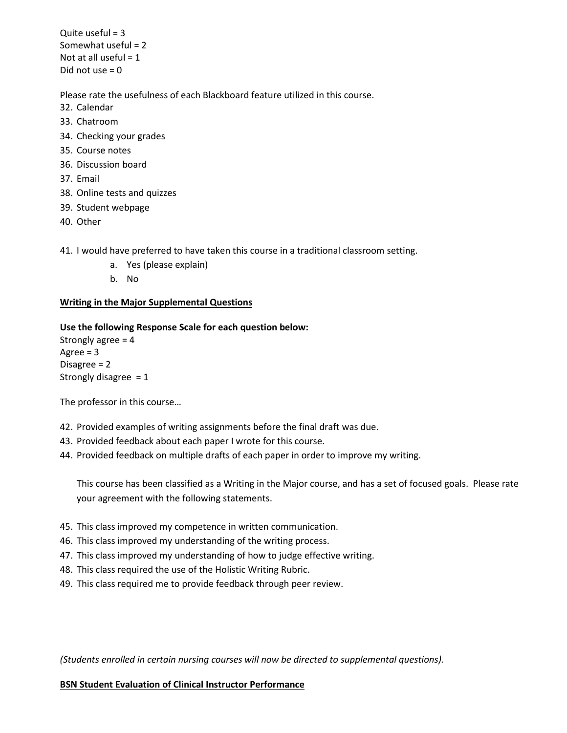Quite useful = 3
Somewhat useful = 2
Not at all useful = 1
Did not use = 0

Please rate the usefulness of each Blackboard feature utilized in this course.

32. Calendar
33. Chatroom
34. Checking your grades
35. Course notes
36. Discussion board
37. Email
38. Online tests and quizzes
39. Student webpage
40. Other

41. I would have preferred to have taken this course in a traditional classroom setting.
    a. Yes (please explain)
    b. No

**Writing in the Major Supplemental Questions**

**Use the following Response Scale for each question below:**
Strongly agree = 4
Agree = 3
Disagree = 2
Strongly disagree = 1

The professor in this course…

42. Provided examples of writing assignments before the final draft was due.
43. Provided feedback about each paper I wrote for this course.
44. Provided feedback on multiple drafts of each paper in order to improve my writing.

    This course has been classified as a Writing in the Major course, and has a set of focused goals. Please rate your agreement with the following statements.

45. This class improved my competence in written communication.
46. This class improved my understanding of the writing process.
47. This class improved my understanding of how to judge effective writing.
48. This class required the use of the Holistic Writing Rubric.
49. This class required me to provide feedback through peer review.

*(Students enrolled in certain nursing courses will now be directed to supplemental questions).*

**BSN Student Evaluation of Clinical Instructor Performance**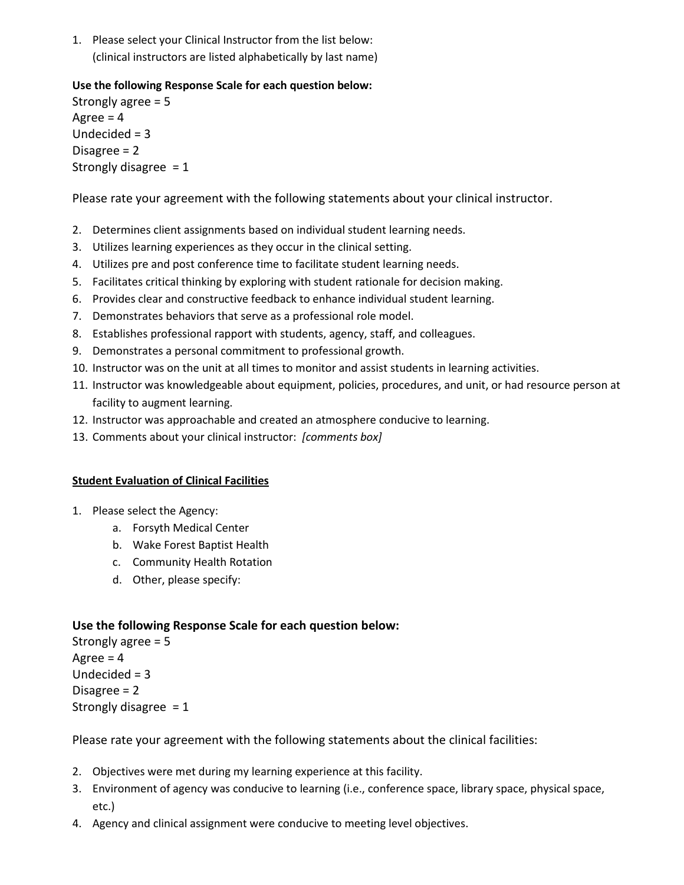1. Please select your Clinical Instructor from the list below:
   (clinical instructors are listed alphabetically by last name)

**Use the following Response Scale for each question below:**

Strongly agree = 5
Agree = 4
Undecided = 3
Disagree = 2
Strongly disagree = 1

Please rate your agreement with the following statements about your clinical instructor.

2. Determines client assignments based on individual student learning needs.
3. Utilizes learning experiences as they occur in the clinical setting.
4. Utilizes pre and post conference time to facilitate student learning needs.
5. Facilitates critical thinking by exploring with student rationale for decision making.
6. Provides clear and constructive feedback to enhance individual student learning.
7. Demonstrates behaviors that serve as a professional role model.
8. Establishes professional rapport with students, agency, staff, and colleagues.
9. Demonstrates a personal commitment to professional growth.
10. Instructor was on the unit at all times to monitor and assist students in learning activities.
11. Instructor was knowledgeable about equipment, policies, procedures, and unit, or had resource person at facility to augment learning.
12. Instructor was approachable and created an atmosphere conducive to learning.
13. Comments about your clinical instructor: *[comments box]*

**Student Evaluation of Clinical Facilities**

1. Please select the Agency:
   a. Forsyth Medical Center
   b. Wake Forest Baptist Health
   c. Community Health Rotation
   d. Other, please specify:

**Use the following Response Scale for each question below:**

Strongly agree = 5
Agree = 4
Undecided = 3
Disagree = 2
Strongly disagree = 1

Please rate your agreement with the following statements about the clinical facilities:

2. Objectives were met during my learning experience at this facility.
3. Environment of agency was conducive to learning (i.e., conference space, library space, physical space, etc.)
4. Agency and clinical assignment were conducive to meeting level objectives.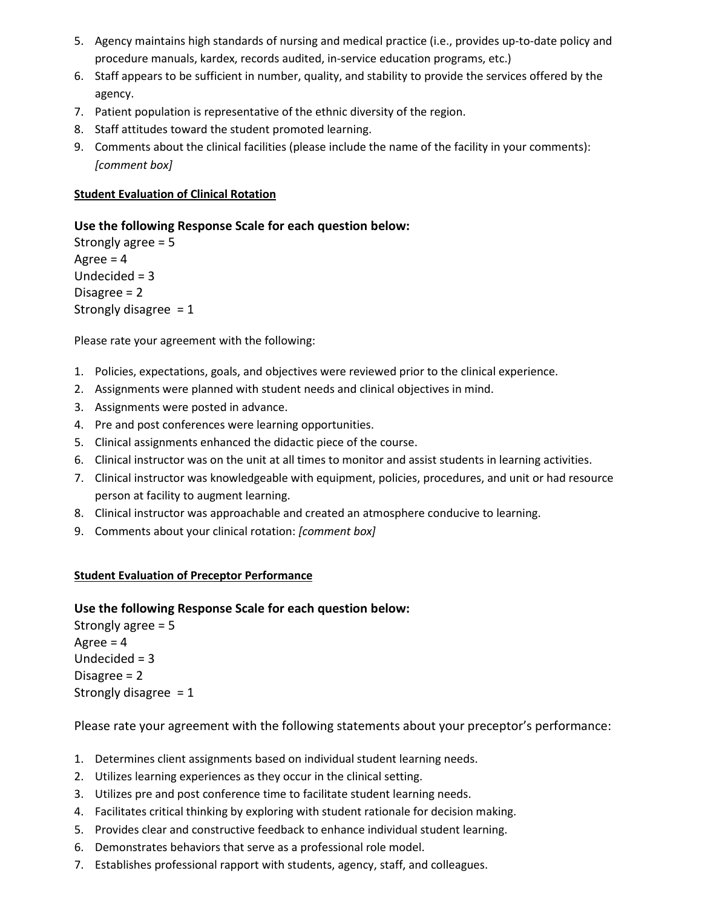5. Agency maintains high standards of nursing and medical practice (i.e., provides up-to-date policy and procedure manuals, kardex, records audited, in-service education programs, etc.)
6. Staff appears to be sufficient in number, quality, and stability to provide the services offered by the agency.
7. Patient population is representative of the ethnic diversity of the region.
8. Staff attitudes toward the student promoted learning.
9. Comments about the clinical facilities (please include the name of the facility in your comments): *[comment box]*

**Student Evaluation of Clinical Rotation**

**Use the following Response Scale for each question below:**
Strongly agree = 5
Agree = 4
Undecided = 3
Disagree = 2
Strongly disagree = 1

Please rate your agreement with the following:

1. Policies, expectations, goals, and objectives were reviewed prior to the clinical experience.
2. Assignments were planned with student needs and clinical objectives in mind.
3. Assignments were posted in advance.
4. Pre and post conferences were learning opportunities.
5. Clinical assignments enhanced the didactic piece of the course.
6. Clinical instructor was on the unit at all times to monitor and assist students in learning activities.
7. Clinical instructor was knowledgeable with equipment, policies, procedures, and unit or had resource person at facility to augment learning.
8. Clinical instructor was approachable and created an atmosphere conducive to learning.
9. Comments about your clinical rotation: *[comment box]*

**Student Evaluation of Preceptor Performance**

**Use the following Response Scale for each question below:**
Strongly agree = 5
Agree = 4
Undecided = 3
Disagree = 2
Strongly disagree = 1

Please rate your agreement with the following statements about your preceptor's performance:

1. Determines client assignments based on individual student learning needs.
2. Utilizes learning experiences as they occur in the clinical setting.
3. Utilizes pre and post conference time to facilitate student learning needs.
4. Facilitates critical thinking by exploring with student rationale for decision making.
5. Provides clear and constructive feedback to enhance individual student learning.
6. Demonstrates behaviors that serve as a professional role model.
7. Establishes professional rapport with students, agency, staff, and colleagues.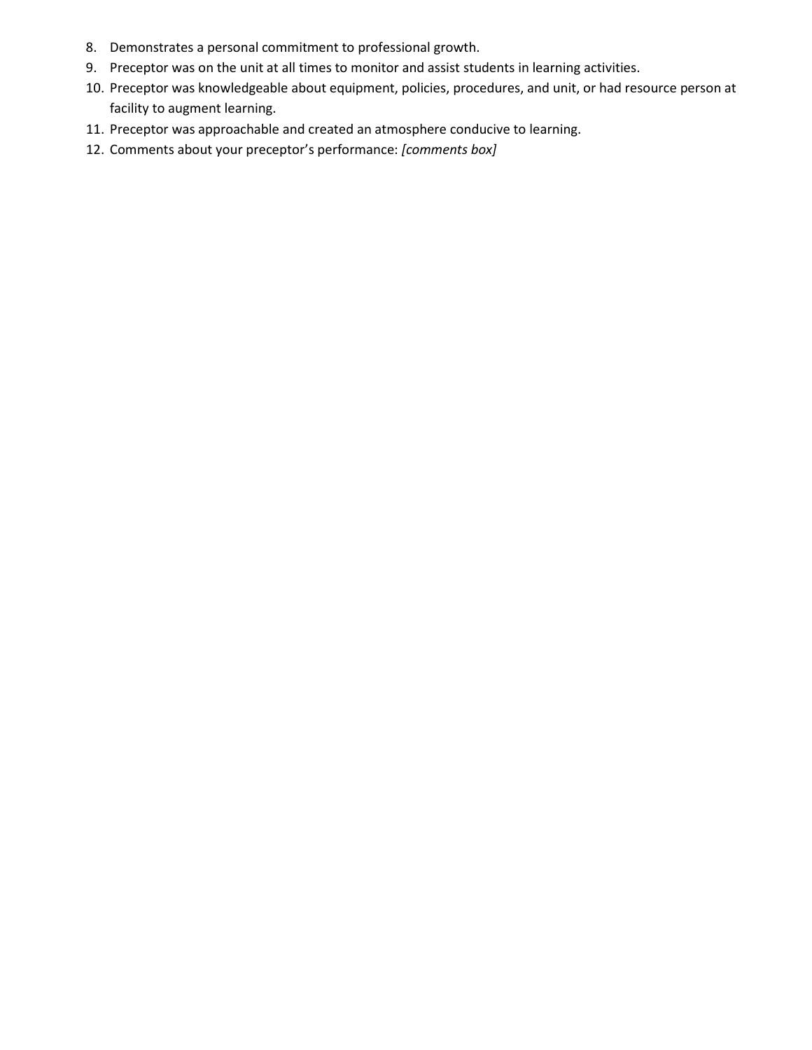8. Demonstrates a personal commitment to professional growth.
9. Preceptor was on the unit at all times to monitor and assist students in learning activities.
10. Preceptor was knowledgeable about equipment, policies, procedures, and unit, or had resource person at facility to augment learning.
11. Preceptor was approachable and created an atmosphere conducive to learning.
12. Comments about your preceptor's performance: *[comments box]*